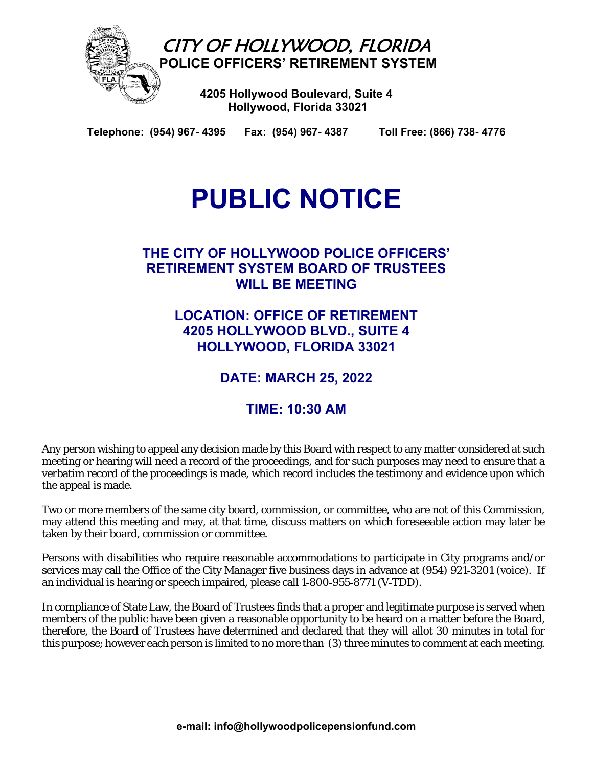# CITY OF HOLLYWOOD, FLORIDA

## POLICE OFFICERS' RETIREMENT SYSTEM

**4205 Hollywood Boulevard, Suite 4**
**Hollywood, Florida 33021**

**Telephone: (954) 967- 4395   Fax: (954) 967- 4387   Toll Free: (866) 738- 4776**

# PUBLIC NOTICE

## THE CITY OF HOLLYWOOD POLICE OFFICERS' RETIREMENT SYSTEM BOARD OF TRUSTEES WILL BE MEETING

### LOCATION: OFFICE OF RETIREMENT 4205 HOLLYWOOD BLVD., SUITE 4 HOLLYWOOD, FLORIDA 33021

### DATE: MARCH 25, 2022

### TIME: 10:30 AM

Any person wishing to appeal any decision made by this Board with respect to any matter considered at such meeting or hearing will need a record of the proceedings, and for such purposes may need to ensure that a verbatim record of the proceedings is made, which record includes the testimony and evidence upon which the appeal is made.

Two or more members of the same city board, commission, or committee, who are not of this Commission, may attend this meeting and may, at that time, discuss matters on which foreseeable action may later be taken by their board, commission or committee.

Persons with disabilities who require reasonable accommodations to participate in City programs and/or services may call the Office of the City Manager five business days in advance at (954) 921-3201 (voice). If an individual is hearing or speech impaired, please call 1-800-955-8771 (V-TDD).

In compliance of State Law, the Board of Trustees finds that a proper and legitimate purpose is served when members of the public have been given a reasonable opportunity to be heard on a matter before the Board, therefore, the Board of Trustees have determined and declared that they will allot 30 minutes in total for this purpose; however each person is limited to no more than (3) three minutes to comment at each meeting.

**e-mail: info@hollywoodpolicepensionfund.com**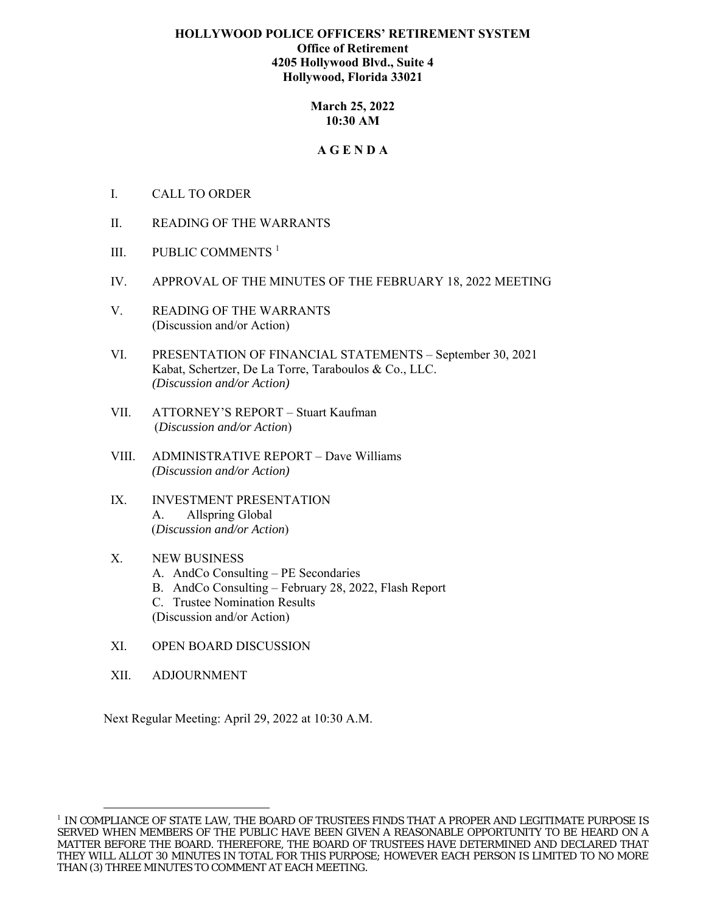**HOLLYWOOD POLICE OFFICERS' RETIREMENT SYSTEM**
**Office of Retirement**
**4205 Hollywood Blvd., Suite 4**
**Hollywood, Florida 33021**

**March 25, 2022**
**10:30 AM**

# A G E N D A

I. CALL TO ORDER

II. READING OF THE WARRANTS

III. PUBLIC COMMENTS [1]

IV. APPROVAL OF THE MINUTES OF THE FEBRUARY 18, 2022 MEETING

V. READING OF THE WARRANTS
(Discussion and/or Action)

VI. PRESENTATION OF FINANCIAL STATEMENTS – September 30, 2021
Kabat, Schertzer, De La Torre, Taraboulos & Co., LLC.
*(Discussion and/or Action)*

VII. ATTORNEY'S REPORT – Stuart Kaufman
(*Discussion and/or Action*)

VIII. ADMINISTRATIVE REPORT – Dave Williams
*(Discussion and/or Action)*

IX. INVESTMENT PRESENTATION
A. Allspring Global
(*Discussion and/or Action*)

X. NEW BUSINESS
A. AndCo Consulting – PE Secondaries
B. AndCo Consulting – February 28, 2022, Flash Report
C. Trustee Nomination Results
(Discussion and/or Action)

XI. OPEN BOARD DISCUSSION

XII. ADJOURNMENT

Next Regular Meeting: April 29, 2022 at 10:30 A.M.

---

[1] IN COMPLIANCE OF STATE LAW, THE BOARD OF TRUSTEES FINDS THAT A PROPER AND LEGITIMATE PURPOSE IS SERVED WHEN MEMBERS OF THE PUBLIC HAVE BEEN GIVEN A REASONABLE OPPORTUNITY TO BE HEARD ON A MATTER BEFORE THE BOARD. THEREFORE, THE BOARD OF TRUSTEES HAVE DETERMINED AND DECLARED THAT THEY WILL ALLOT 30 MINUTES IN TOTAL FOR THIS PURPOSE; HOWEVER EACH PERSON IS LIMITED TO NO MORE THAN (3) THREE MINUTES TO COMMENT AT EACH MEETING.